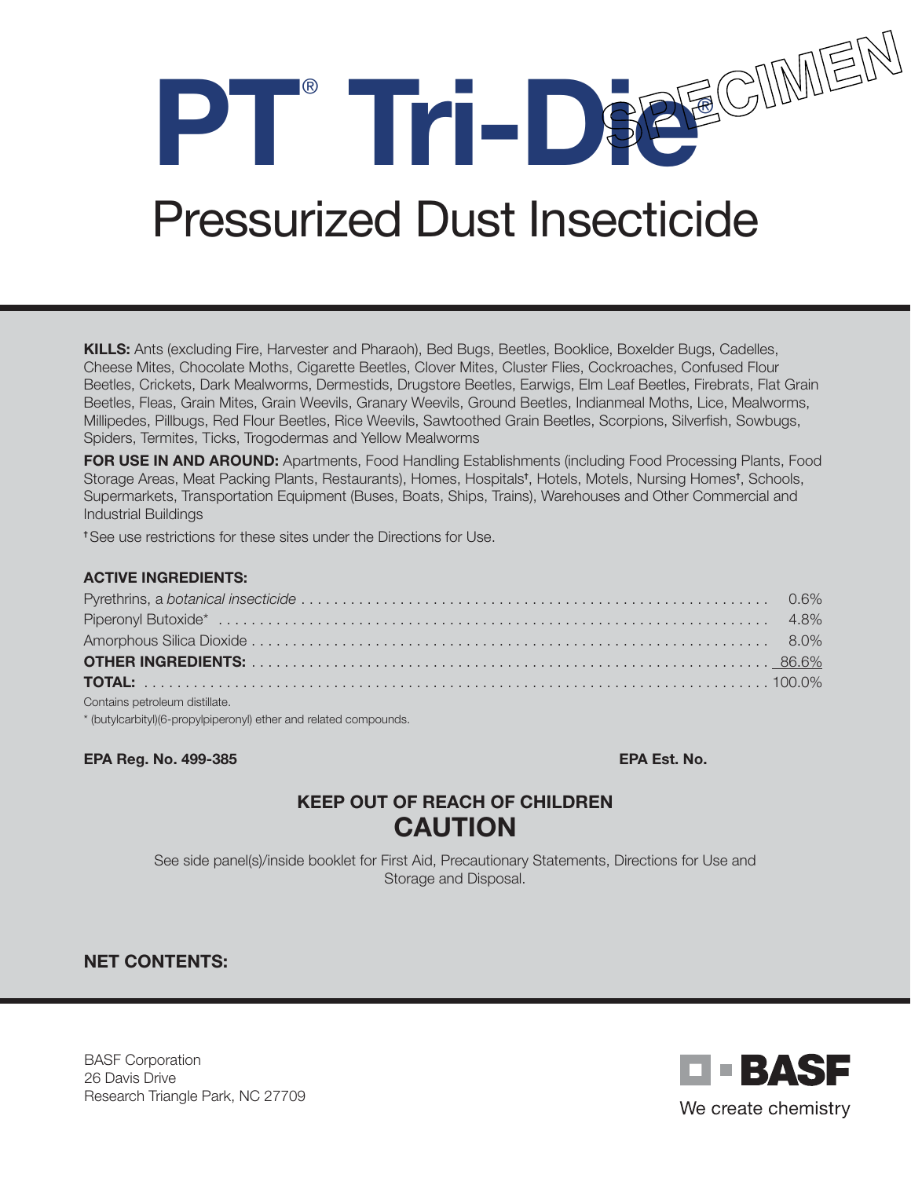# PT® Tri-Die®

SPECIMEN

## Pressurized Dust Insecticide

**KILLS:** Ants (excluding Fire, Harvester and Pharaoh), Bed Bugs, Beetles, Booklice, Boxelder Bugs, Cadelles, Cheese Mites, Chocolate Moths, Cigarette Beetles, Clover Mites, Cluster Flies, Cockroaches, Confused Flour Beetles, Crickets, Dark Mealworms, Dermestids, Drugstore Beetles, Earwigs, Elm Leaf Beetles, Firebrats, Flat Grain Beetles, Fleas, Grain Mites, Grain Weevils, Granary Weevils, Ground Beetles, Indianmeal Moths, Lice, Mealworms, Millipedes, Pillbugs, Red Flour Beetles, Rice Weevils, Sawtoothed Grain Beetles, Scorpions, Silverfish, Sowbugs, Spiders, Termites, Ticks, Trogodermas and Yellow Mealworms

**FOR USE IN AND AROUND:** Apartments, Food Handling Establishments (including Food Processing Plants, Food Storage Areas, Meat Packing Plants, Restaurants), Homes, Hospitals†, Hotels, Motels, Nursing Homes†, Schools, Supermarkets, Transportation Equipment (Buses, Boats, Ships, Trains), Warehouses and Other Commercial and Industrial Buildings

†See use restrictions for these sites under the Directions for Use.

**ACTIVE INGREDIENTS:**

| | |
|---|---|
| Pyrethrins, a *botanical insecticide* | 0.6% |
| Piperonyl Butoxide* | 4.8% |
| Amorphous Silica Dioxide | 8.0% |
| **OTHER INGREDIENTS:** | 86.6% |
| **TOTAL:** | 100.0% |

Contains petroleum distillate.

* (butylcarbityl)(6-propylpiperonyl) ether and related compounds.

**EPA Reg. No. 499-385** **EPA Est. No.**

**KEEP OUT OF REACH OF CHILDREN**

**CAUTION**

See side panel(s)/inside booklet for First Aid, Precautionary Statements, Directions for Use and Storage and Disposal.

**NET CONTENTS:**

BASF Corporation
26 Davis Drive
Research Triangle Park, NC 27709

BASF
We create chemistry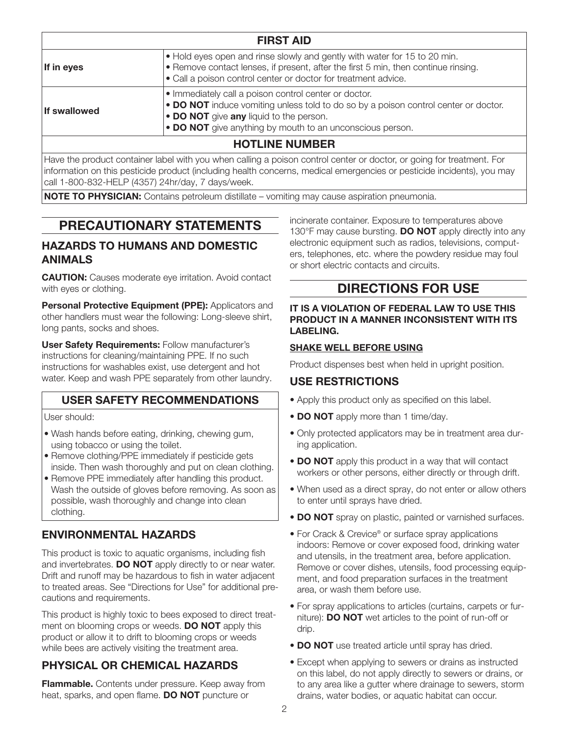| FIRST AID | |
|---|---|
| **If in eyes** | • Hold eyes open and rinse slowly and gently with water for 15 to 20 min.<br>• Remove contact lenses, if present, after the first 5 min, then continue rinsing.<br>• Call a poison control center or doctor for treatment advice. |
| **If swallowed** | • Immediately call a poison control center or doctor.<br>• **DO NOT** induce vomiting unless told to do so by a poison control center or doctor.<br>• **DO NOT** give **any** liquid to the person.<br>• **DO NOT** give anything by mouth to an unconscious person. |

**HOTLINE NUMBER**

Have the product container label with you when calling a poison control center or doctor, or going for treatment. For information on this pesticide product (including health concerns, medical emergencies or pesticide incidents), you may call 1-800-832-HELP (4357) 24hr/day, 7 days/week.

**NOTE TO PHYSICIAN:** Contains petroleum distillate – vomiting may cause aspiration pneumonia.

# PRECAUTIONARY STATEMENTS

## HAZARDS TO HUMANS AND DOMESTIC ANIMALS

**CAUTION:** Causes moderate eye irritation. Avoid contact with eyes or clothing.

**Personal Protective Equipment (PPE):** Applicators and other handlers must wear the following: Long-sleeve shirt, long pants, socks and shoes.

**User Safety Requirements:** Follow manufacturer's instructions for cleaning/maintaining PPE. If no such instructions for washables exist, use detergent and hot water. Keep and wash PPE separately from other laundry.

### USER SAFETY RECOMMENDATIONS

User should:

- Wash hands before eating, drinking, chewing gum, using tobacco or using the toilet.
- Remove clothing/PPE immediately if pesticide gets inside. Then wash thoroughly and put on clean clothing.
- Remove PPE immediately after handling this product. Wash the outside of gloves before removing. As soon as possible, wash thoroughly and change into clean clothing.

## ENVIRONMENTAL HAZARDS

This product is toxic to aquatic organisms, including fish and invertebrates. **DO NOT** apply directly to or near water. Drift and runoff may be hazardous to fish in water adjacent to treated areas. See "Directions for Use" for additional precautions and requirements.

This product is highly toxic to bees exposed to direct treatment on blooming crops or weeds. **DO NOT** apply this product or allow it to drift to blooming crops or weeds while bees are actively visiting the treatment area.

## PHYSICAL OR CHEMICAL HAZARDS

**Flammable.** Contents under pressure. Keep away from heat, sparks, and open flame. **DO NOT** puncture or incinerate container. Exposure to temperatures above 130°F may cause bursting. **DO NOT** apply directly into any electronic equipment such as radios, televisions, computers, telephones, etc. where the powdery residue may foul or short electric contacts and circuits.

# DIRECTIONS FOR USE

**IT IS A VIOLATION OF FEDERAL LAW TO USE THIS PRODUCT IN A MANNER INCONSISTENT WITH ITS LABELING.**

**SHAKE WELL BEFORE USING**

Product dispenses best when held in upright position.

## USE RESTRICTIONS

- Apply this product only as specified on this label.
- **DO NOT** apply more than 1 time/day.
- Only protected applicators may be in treatment area during application.
- **DO NOT** apply this product in a way that will contact workers or other persons, either directly or through drift.
- When used as a direct spray, do not enter or allow others to enter until sprays have dried.
- **DO NOT** spray on plastic, painted or varnished surfaces.
- For Crack & Crevice® or surface spray applications indoors: Remove or cover exposed food, drinking water and utensils, in the treatment area, before application. Remove or cover dishes, utensils, food processing equipment, and food preparation surfaces in the treatment area, or wash them before use.
- For spray applications to articles (curtains, carpets or furniture): **DO NOT** wet articles to the point of run-off or drip.
- **DO NOT** use treated article until spray has dried.
- Except when applying to sewers or drains as instructed on this label, do not apply directly to sewers or drains, or to any area like a gutter where drainage to sewers, storm drains, water bodies, or aquatic habitat can occur.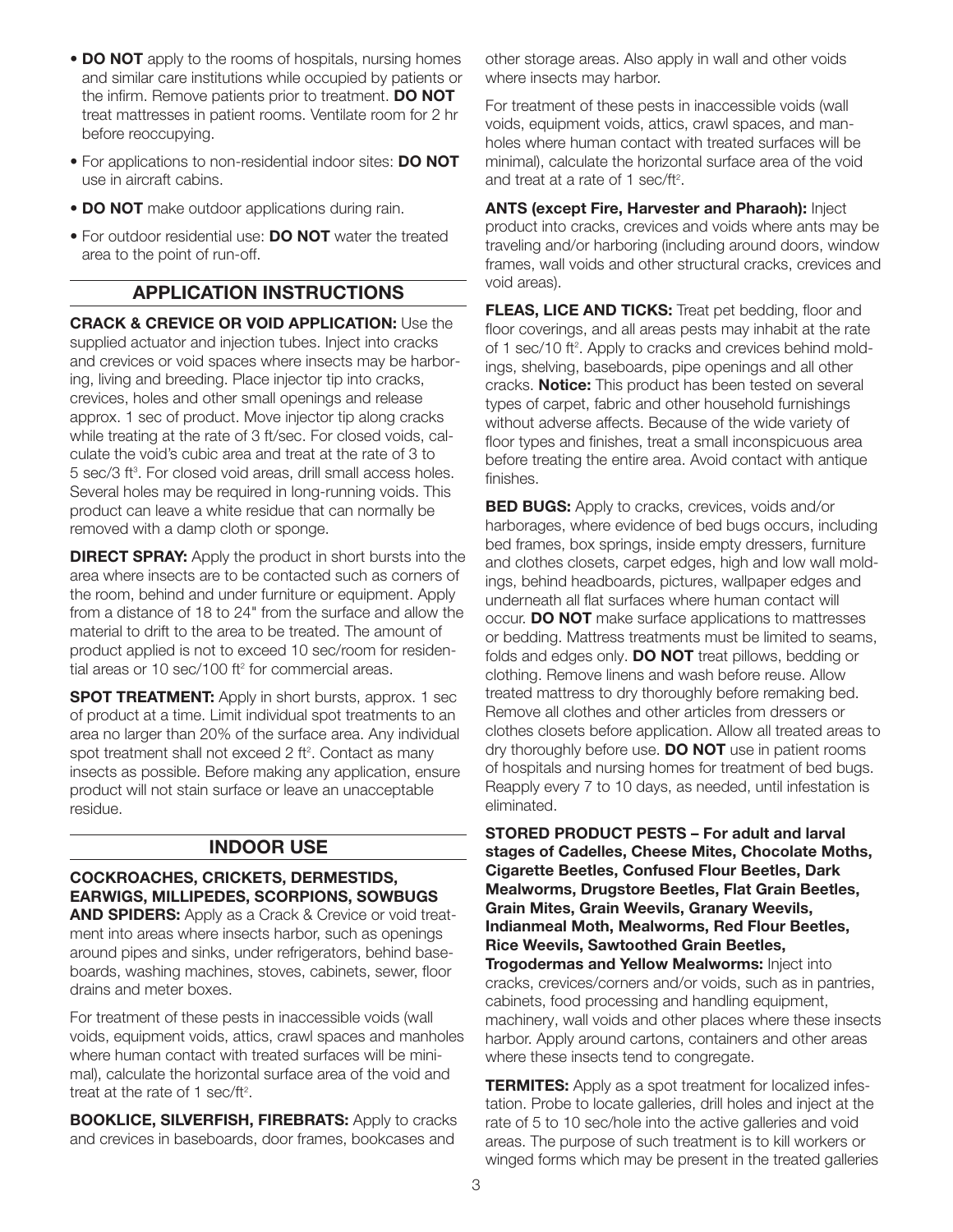- **DO NOT** apply to the rooms of hospitals, nursing homes and similar care institutions while occupied by patients or the infirm. Remove patients prior to treatment. **DO NOT** treat mattresses in patient rooms. Ventilate room for 2 hr before reoccupying.
- For applications to non-residential indoor sites: **DO NOT** use in aircraft cabins.
- **DO NOT** make outdoor applications during rain.
- For outdoor residential use: **DO NOT** water the treated area to the point of run-off.

## APPLICATION INSTRUCTIONS

**CRACK & CREVICE OR VOID APPLICATION:** Use the supplied actuator and injection tubes. Inject into cracks and crevices or void spaces where insects may be harboring, living and breeding. Place injector tip into cracks, crevices, holes and other small openings and release approx. 1 sec of product. Move injector tip along cracks while treating at the rate of 3 ft/sec. For closed voids, calculate the void's cubic area and treat at the rate of 3 to 5 sec/3 ft$^3$. For closed void areas, drill small access holes. Several holes may be required in long-running voids. This product can leave a white residue that can normally be removed with a damp cloth or sponge.

**DIRECT SPRAY:** Apply the product in short bursts into the area where insects are to be contacted such as corners of the room, behind and under furniture or equipment. Apply from a distance of 18 to 24" from the surface and allow the material to drift to the area to be treated. The amount of product applied is not to exceed 10 sec/room for residential areas or 10 sec/100 ft$^2$ for commercial areas.

**SPOT TREATMENT:** Apply in short bursts, approx. 1 sec of product at a time. Limit individual spot treatments to an area no larger than 20% of the surface area. Any individual spot treatment shall not exceed 2 ft$^2$. Contact as many insects as possible. Before making any application, ensure product will not stain surface or leave an unacceptable residue.

## INDOOR USE

**COCKROACHES, CRICKETS, DERMESTIDS, EARWIGS, MILLIPEDES, SCORPIONS, SOWBUGS AND SPIDERS:** Apply as a Crack & Crevice or void treatment into areas where insects harbor, such as openings around pipes and sinks, under refrigerators, behind baseboards, washing machines, stoves, cabinets, sewer, floor drains and meter boxes.

For treatment of these pests in inaccessible voids (wall voids, equipment voids, attics, crawl spaces and manholes where human contact with treated surfaces will be minimal), calculate the horizontal surface area of the void and treat at the rate of 1 sec/ft$^2$.

**BOOKLICE, SILVERFISH, FIREBRATS:** Apply to cracks and crevices in baseboards, door frames, bookcases and other storage areas. Also apply in wall and other voids where insects may harbor.

For treatment of these pests in inaccessible voids (wall voids, equipment voids, attics, crawl spaces, and manholes where human contact with treated surfaces will be minimal), calculate the horizontal surface area of the void and treat at a rate of 1 sec/ft$^2$.

**ANTS (except Fire, Harvester and Pharaoh):** Inject product into cracks, crevices and voids where ants may be traveling and/or harboring (including around doors, window frames, wall voids and other structural cracks, crevices and void areas).

**FLEAS, LICE AND TICKS:** Treat pet bedding, floor and floor coverings, and all areas pests may inhabit at the rate of 1 sec/10 ft$^2$. Apply to cracks and crevices behind moldings, shelving, baseboards, pipe openings and all other cracks. **Notice:** This product has been tested on several types of carpet, fabric and other household furnishings without adverse affects. Because of the wide variety of floor types and finishes, treat a small inconspicuous area before treating the entire area. Avoid contact with antique finishes.

**BED BUGS:** Apply to cracks, crevices, voids and/or harborages, where evidence of bed bugs occurs, including bed frames, box springs, inside empty dressers, furniture and clothes closets, carpet edges, high and low wall moldings, behind headboards, pictures, wallpaper edges and underneath all flat surfaces where human contact will occur. **DO NOT** make surface applications to mattresses or bedding. Mattress treatments must be limited to seams, folds and edges only. **DO NOT** treat pillows, bedding or clothing. Remove linens and wash before reuse. Allow treated mattress to dry thoroughly before remaking bed. Remove all clothes and other articles from dressers or clothes closets before application. Allow all treated areas to dry thoroughly before use. **DO NOT** use in patient rooms of hospitals and nursing homes for treatment of bed bugs. Reapply every 7 to 10 days, as needed, until infestation is eliminated.

**STORED PRODUCT PESTS – For adult and larval stages of Cadelles, Cheese Mites, Chocolate Moths, Cigarette Beetles, Confused Flour Beetles, Dark Mealworms, Drugstore Beetles, Flat Grain Beetles, Grain Mites, Grain Weevils, Granary Weevils, Indianmeal Moth, Mealworms, Red Flour Beetles, Rice Weevils, Sawtoothed Grain Beetles, Trogodermas and Yellow Mealworms:** Inject into cracks, crevices/corners and/or voids, such as in pantries, cabinets, food processing and handling equipment, machinery, wall voids and other places where these insects harbor. Apply around cartons, containers and other areas where these insects tend to congregate.

**TERMITES:** Apply as a spot treatment for localized infestation. Probe to locate galleries, drill holes and inject at the rate of 5 to 10 sec/hole into the active galleries and void areas. The purpose of such treatment is to kill workers or winged forms which may be present in the treated galleries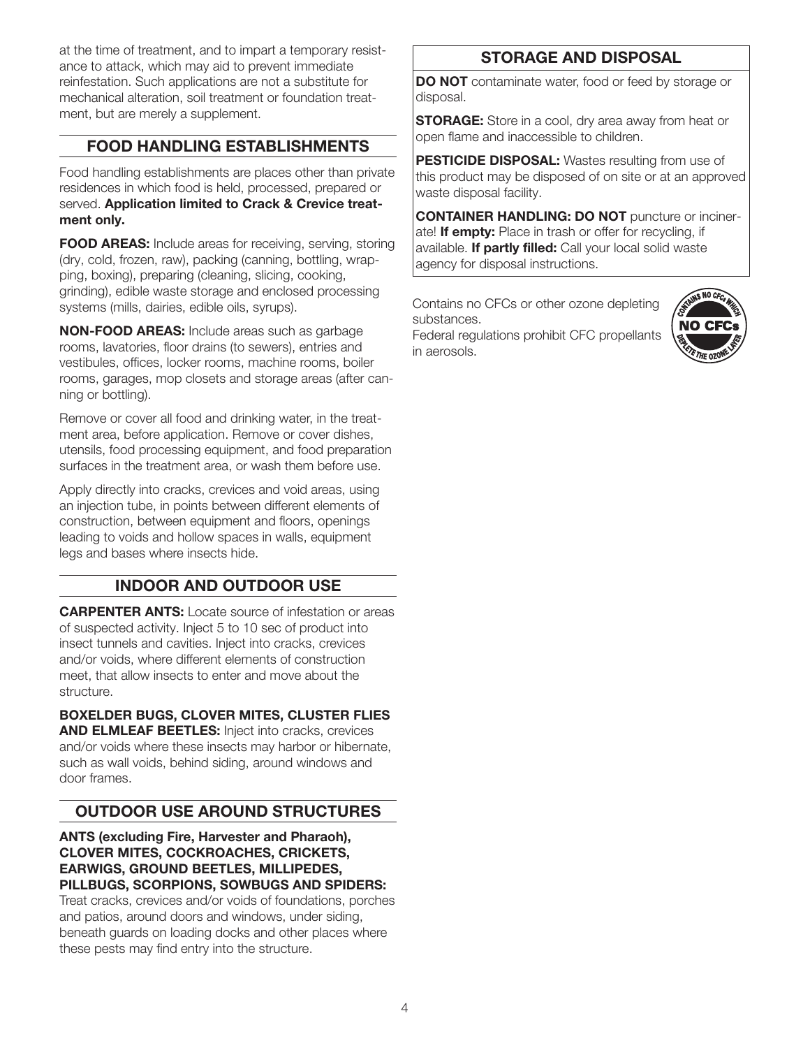at the time of treatment, and to impart a temporary resistance to attack, which may aid to prevent immediate reinfestation. Such applications are not a substitute for mechanical alteration, soil treatment or foundation treatment, but are merely a supplement.

## FOOD HANDLING ESTABLISHMENTS

Food handling establishments are places other than private residences in which food is held, processed, prepared or served. **Application limited to Crack & Crevice treatment only.**

**FOOD AREAS:** Include areas for receiving, serving, storing (dry, cold, frozen, raw), packing (canning, bottling, wrapping, boxing), preparing (cleaning, slicing, cooking, grinding), edible waste storage and enclosed processing systems (mills, dairies, edible oils, syrups).

**NON-FOOD AREAS:** Include areas such as garbage rooms, lavatories, floor drains (to sewers), entries and vestibules, offices, locker rooms, machine rooms, boiler rooms, garages, mop closets and storage areas (after canning or bottling).

Remove or cover all food and drinking water, in the treatment area, before application. Remove or cover dishes, utensils, food processing equipment, and food preparation surfaces in the treatment area, or wash them before use.

Apply directly into cracks, crevices and void areas, using an injection tube, in points between different elements of construction, between equipment and floors, openings leading to voids and hollow spaces in walls, equipment legs and bases where insects hide.

## INDOOR AND OUTDOOR USE

**CARPENTER ANTS:** Locate source of infestation or areas of suspected activity. Inject 5 to 10 sec of product into insect tunnels and cavities. Inject into cracks, crevices and/or voids, where different elements of construction meet, that allow insects to enter and move about the structure.

**BOXELDER BUGS, CLOVER MITES, CLUSTER FLIES AND ELMLEAF BEETLES:** Inject into cracks, crevices and/or voids where these insects may harbor or hibernate, such as wall voids, behind siding, around windows and door frames.

## OUTDOOR USE AROUND STRUCTURES

**ANTS (excluding Fire, Harvester and Pharaoh), CLOVER MITES, COCKROACHES, CRICKETS, EARWIGS, GROUND BEETLES, MILLIPEDES, PILLBUGS, SCORPIONS, SOWBUGS AND SPIDERS:** Treat cracks, crevices and/or voids of foundations, porches and patios, around doors and windows, under siding, beneath guards on loading docks and other places where these pests may find entry into the structure.

## STORAGE AND DISPOSAL

**DO NOT** contaminate water, food or feed by storage or disposal.

**STORAGE:** Store in a cool, dry area away from heat or open flame and inaccessible to children.

**PESTICIDE DISPOSAL:** Wastes resulting from use of this product may be disposed of on site or at an approved waste disposal facility.

**CONTAINER HANDLING: DO NOT** puncture or incinerate! **If empty:** Place in trash or offer for recycling, if available. **If partly filled:** Call your local solid waste agency for disposal instructions.

Contains no CFCs or other ozone depleting substances.
Federal regulations prohibit CFC propellants in aerosols.

CONTAINS NO CFCs WHICH DEPLETE THE OZONE LAYER — NO CFCs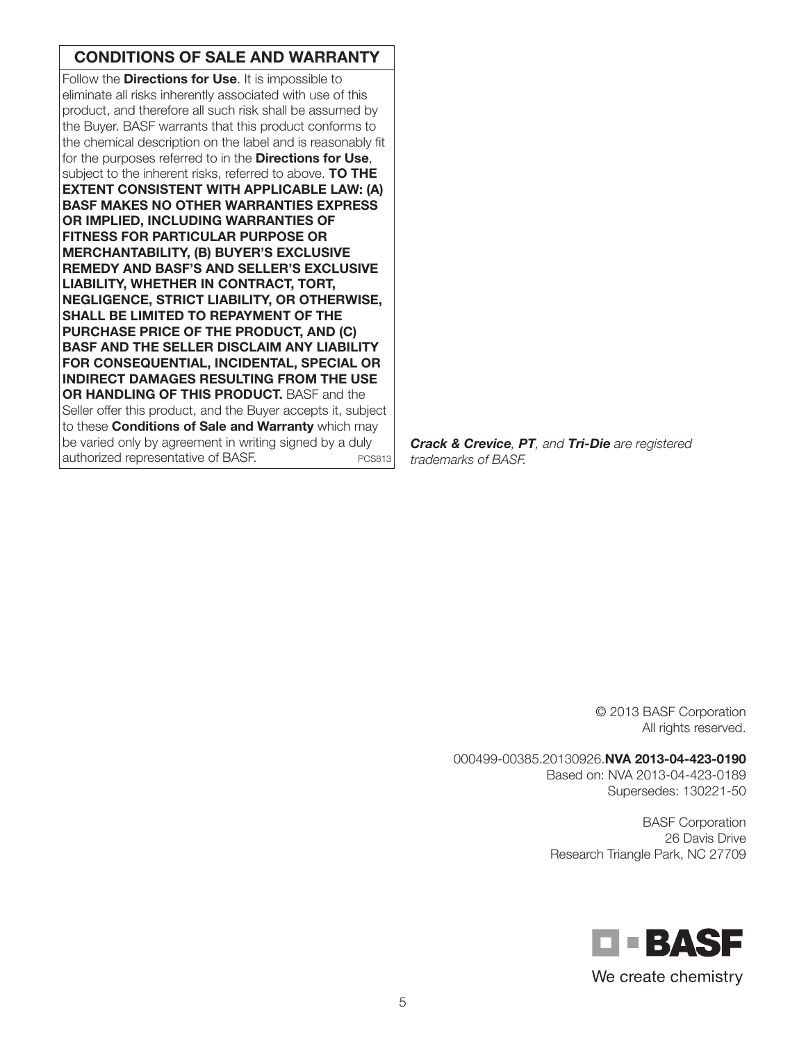## CONDITIONS OF SALE AND WARRANTY

Follow the **Directions for Use**. It is impossible to eliminate all risks inherently associated with use of this product, and therefore all such risk shall be assumed by the Buyer. BASF warrants that this product conforms to the chemical description on the label and is reasonably fit for the purposes referred to in the **Directions for Use**, subject to the inherent risks, referred to above. **TO THE EXTENT CONSISTENT WITH APPLICABLE LAW: (A) BASF MAKES NO OTHER WARRANTIES EXPRESS OR IMPLIED, INCLUDING WARRANTIES OF FITNESS FOR PARTICULAR PURPOSE OR MERCHANTABILITY, (B) BUYER'S EXCLUSIVE REMEDY AND BASF'S AND SELLER'S EXCLUSIVE LIABILITY, WHETHER IN CONTRACT, TORT, NEGLIGENCE, STRICT LIABILITY, OR OTHERWISE, SHALL BE LIMITED TO REPAYMENT OF THE PURCHASE PRICE OF THE PRODUCT, AND (C) BASF AND THE SELLER DISCLAIM ANY LIABILITY FOR CONSEQUENTIAL, INCIDENTAL, SPECIAL OR INDIRECT DAMAGES RESULTING FROM THE USE OR HANDLING OF THIS PRODUCT.** BASF and the Seller offer this product, and the Buyer accepts it, subject to these **Conditions of Sale and Warranty** which may be varied only by agreement in writing signed by a duly authorized representative of BASF. PCS813

***Crack & Crevice**, **PT**, and **Tri-Die** are registered trademarks of BASF.*

© 2013 BASF Corporation
All rights reserved.

000499-00385.20130926.**NVA 2013-04-423-0190**
Based on: NVA 2013-04-423-0189
Supersedes: 130221-50

BASF Corporation
26 Davis Drive
Research Triangle Park, NC 27709

BASF
We create chemistry